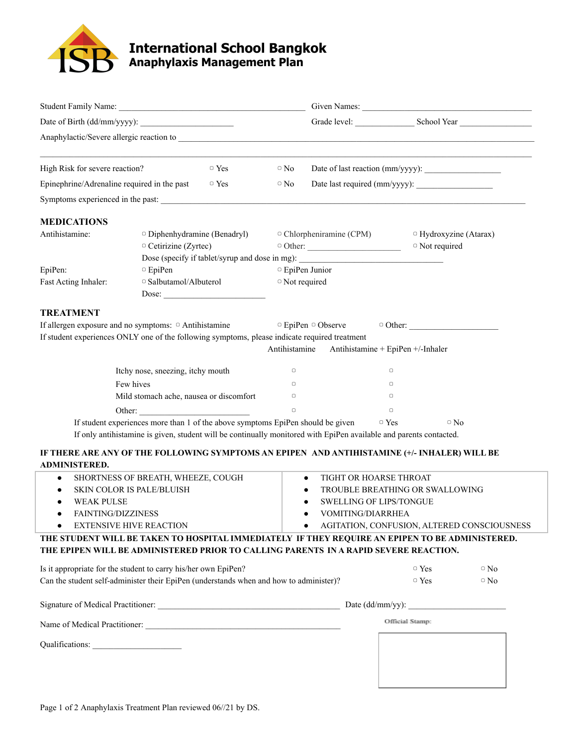# International School Bangkok
## Anaphylaxis Management Plan

Student Family Name: ________________________________ Given Names: ________________________________

Date of Birth (dd/mm/yyyy): ____________________ Grade level: ____________ School Year ______________

Anaphylactic/Severe allergic reaction to ____________________________________________________________

______________________________________________________________________________________________

High Risk for severe reaction? ▢ Yes ▢ No Date of last reaction (mm/yyyy): ______________

Epinephrine/Adrenaline required in the past ▢ Yes ▢ No Date last required (mm/yyyy): ______________

Symptoms experienced in the past: _____________________________________________________________

### MEDICATIONS

Antihistamine: ▢ Diphenhydramine (Benadryl) ▢ Chlorpheniramine (CPM) ▢ Hydroxyzine (Atarax)
▢ Cetirizine (Zyrtec) ▢ Other: ________________ ▢ Not required
Dose (specify if tablet/syrup and dose in mg): ____________________________

EpiPen: ▢ EpiPen ▢ EpiPen Junior

Fast Acting Inhaler: ▢ Salbutamol/Albuterol ▢ Not required
Dose: ____________________

### TREATMENT

If allergen exposure and no symptoms: ▢ Antihistamine ▢ EpiPen ▢ Observe ▢ Other: ________________

If student experiences ONLY one of the following symptoms, please indicate required treatment

| | Antihistamine | Antihistamine + EpiPen +/-Inhaler |
|---|---|---|
| Itchy nose, sneezing, itchy mouth | ▢ | ▢ |
| Few hives | ▢ | ▢ |
| Mild stomach ache, nausea or discomfort | ▢ | ▢ |
| Other: ____________________ | ▢ | ▢ |

If student experiences more than 1 of the above symptoms EpiPen should be given ▢ Yes ▢ No

If only antihistamine is given, student will be continually monitored with EpiPen available and parents contacted.

**IF THERE ARE ANY OF THE FOLLOWING SYMPTOMS AN EPIPEN AND ANTIHISTAMINE (+/- INHALER) WILL BE ADMINISTERED.**

| | |
|---|---|
| • SHORTNESS OF BREATH, WHEEZE, COUGH | • TIGHT OR HOARSE THROAT |
| • SKIN COLOR IS PALE/BLUISH | • TROUBLE BREATHING OR SWALLOWING |
| • WEAK PULSE | • SWELLING OF LIPS/TONGUE |
| • FAINTING/DIZZINESS | • VOMITING/DIARRHEA |
| • EXTENSIVE HIVE REACTION | • AGITATION, CONFUSION, ALTERED CONSCIOUSNESS |

**THE STUDENT WILL BE TAKEN TO HOSPITAL IMMEDIATELY IF THEY REQUIRE AN EPIPEN TO BE ADMINISTERED. THE EPIPEN WILL BE ADMINISTERED PRIOR TO CALLING PARENTS IN A RAPID SEVERE REACTION.**

Is it appropriate for the student to carry his/her own EpiPen? ▢ Yes ▢ No

Can the student self-administer their EpiPen (understands when and how to administer)? ▢ Yes ▢ No

Signature of Medical Practitioner: ________________________________ Date (dd/mm/yy): ________________

Name of Medical Practitioner: ________________________________ Official Stamp:

Qualifications: ________________

Page 1 of 2 Anaphylaxis Treatment Plan reviewed 06//21 by DS.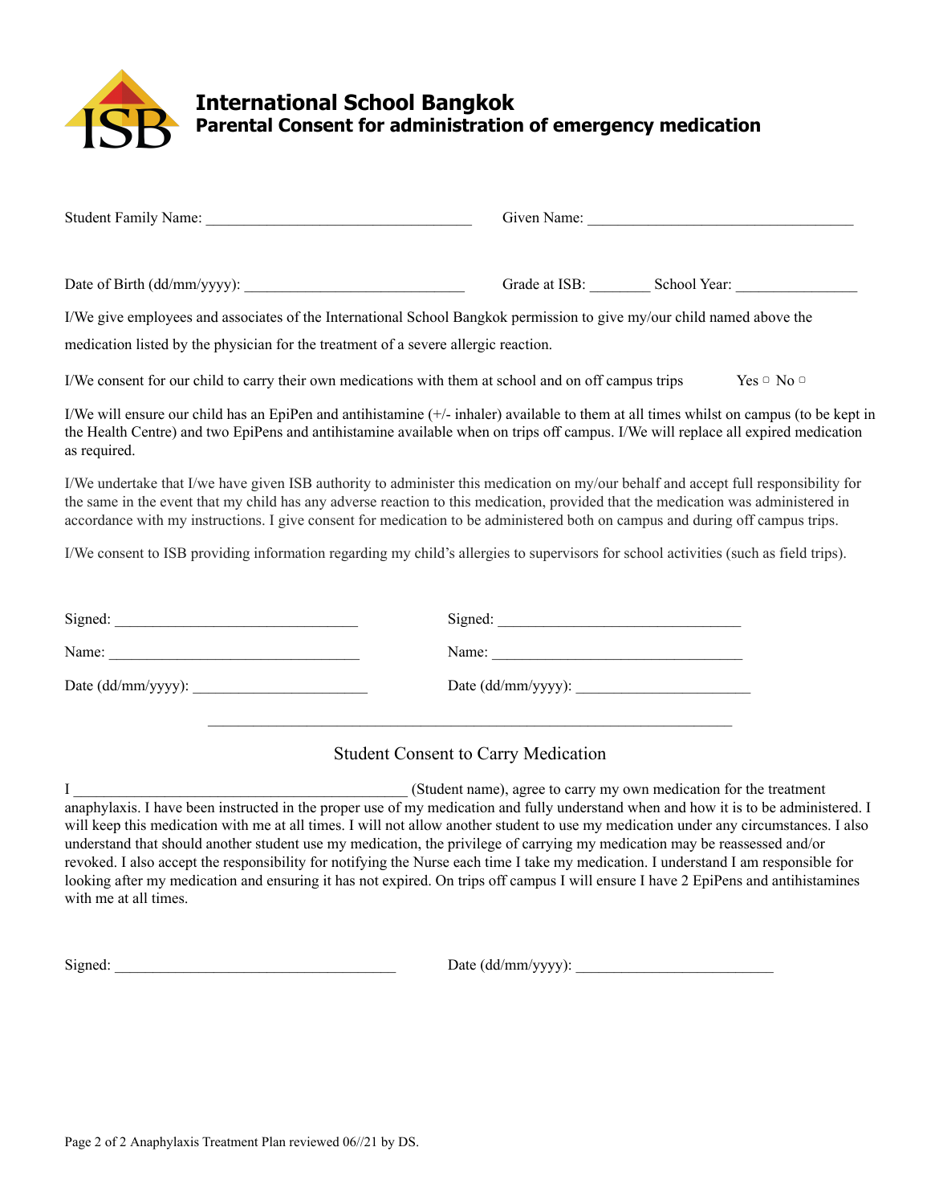# International School Bangkok

## Parental Consent for administration of emergency medication

Student Family Name: ___________________________________ Given Name: ___________________________________

Date of Birth (dd/mm/yyyy): ______________________________ Grade at ISB: ________ School Year: ________________

I/We give employees and associates of the International School Bangkok permission to give my/our child named above the medication listed by the physician for the treatment of a severe allergic reaction.

I/We consent for our child to carry their own medications with them at school and on off campus trips Yes ▢ No ▢

I/We will ensure our child has an EpiPen and antihistamine (+/- inhaler) available to them at all times whilst on campus (to be kept in the Health Centre) and two EpiPens and antihistamine available when on trips off campus. I/We will replace all expired medication as required.

I/We undertake that I/we have given ISB authority to administer this medication on my/our behalf and accept full responsibility for the same in the event that my child has any adverse reaction to this medication, provided that the medication was administered in accordance with my instructions. I give consent for medication to be administered both on campus and during off campus trips.

I/We consent to ISB providing information regarding my child's allergies to supervisors for school activities (such as field trips).

Signed: ________________________________ Signed: ________________________________

Name: _________________________________ Name: _________________________________

Date (dd/mm/yyyy): ______________________ Date (dd/mm/yyyy): ______________________

---

## Student Consent to Carry Medication

I ____________________________________________ (Student name), agree to carry my own medication for the treatment anaphylaxis. I have been instructed in the proper use of my medication and fully understand when and how it is to be administered. I will keep this medication with me at all times. I will not allow another student to use my medication under any circumstances. I also understand that should another student use my medication, the privilege of carrying my medication may be reassessed and/or revoked. I also accept the responsibility for notifying the Nurse each time I take my medication. I understand I am responsible for looking after my medication and ensuring it has not expired. On trips off campus I will ensure I have 2 EpiPens and antihistamines with me at all times.

Signed: _____________________________________ Date (dd/mm/yyyy): __________________________

Anaphylaxis Treatment Plan reviewed 06//21 by DS.